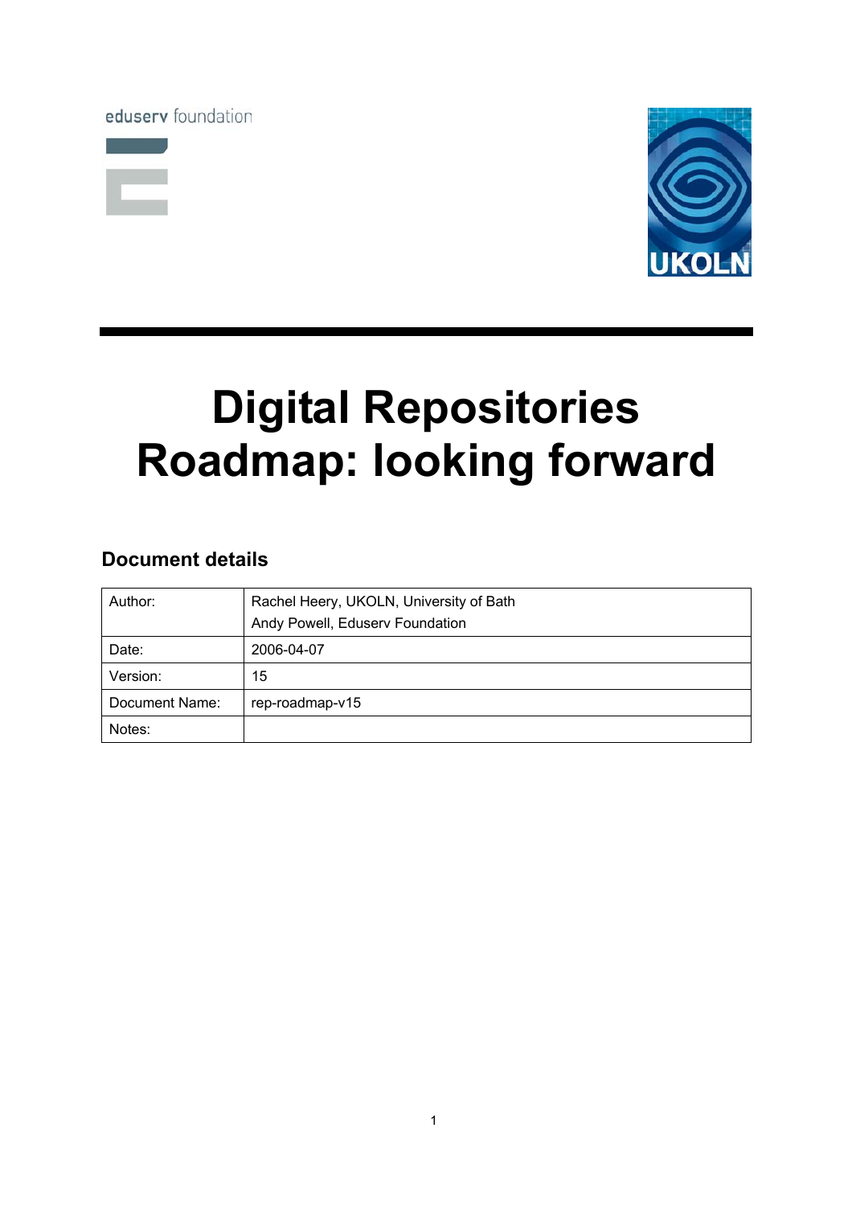eduserv foundation

UKOLN

# Digital Repositories Roadmap: looking forward

## Document details

| Author: | Rachel Heery, UKOLN, University of Bath<br>Andy Powell, Eduserv Foundation |
|---|---|
| Date: | 2006-04-07 |
| Version: | 15 |
| Document Name: | rep-roadmap-v15 |
| Notes: | |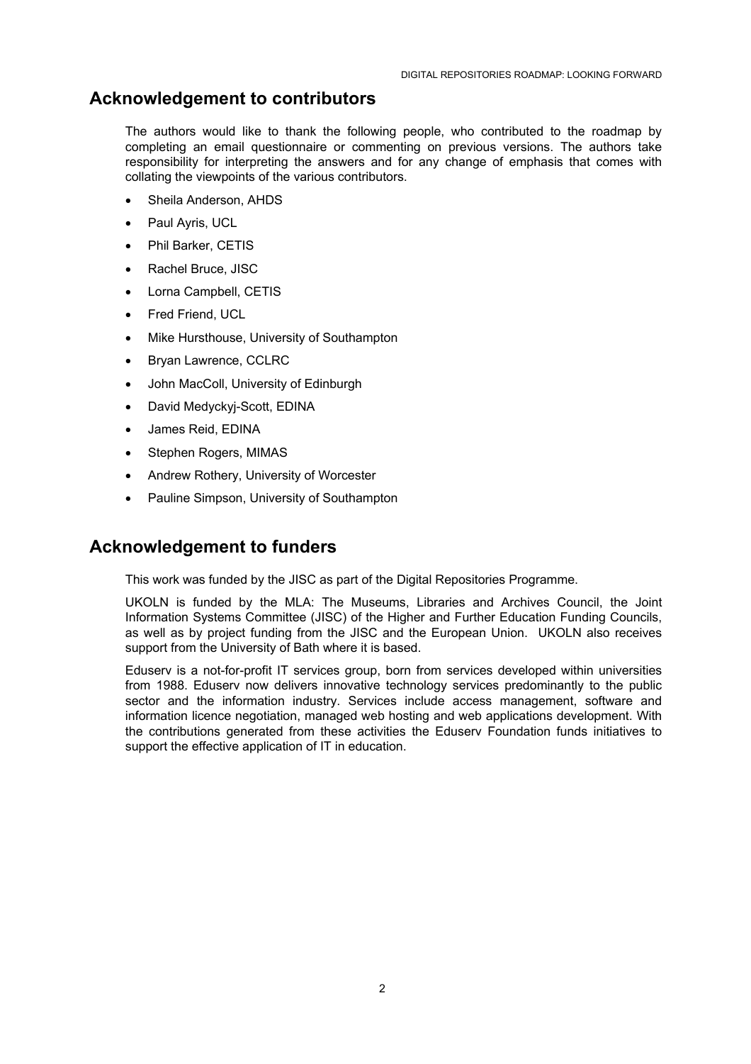## Acknowledgement to contributors

The authors would like to thank the following people, who contributed to the roadmap by completing an email questionnaire or commenting on previous versions. The authors take responsibility for interpreting the answers and for any change of emphasis that comes with collating the viewpoints of the various contributors.

- Sheila Anderson, AHDS
- Paul Ayris, UCL
- Phil Barker, CETIS
- Rachel Bruce, JISC
- Lorna Campbell, CETIS
- Fred Friend, UCL
- Mike Hursthouse, University of Southampton
- Bryan Lawrence, CCLRC
- John MacColl, University of Edinburgh
- David Medyckyj-Scott, EDINA
- James Reid, EDINA
- Stephen Rogers, MIMAS
- Andrew Rothery, University of Worcester
- Pauline Simpson, University of Southampton

## Acknowledgement to funders

This work was funded by the JISC as part of the Digital Repositories Programme.

UKOLN is funded by the MLA: The Museums, Libraries and Archives Council, the Joint Information Systems Committee (JISC) of the Higher and Further Education Funding Councils, as well as by project funding from the JISC and the European Union. UKOLN also receives support from the University of Bath where it is based.

Eduserv is a not-for-profit IT services group, born from services developed within universities from 1988. Eduserv now delivers innovative technology services predominantly to the public sector and the information industry. Services include access management, software and information licence negotiation, managed web hosting and web applications development. With the contributions generated from these activities the Eduserv Foundation funds initiatives to support the effective application of IT in education.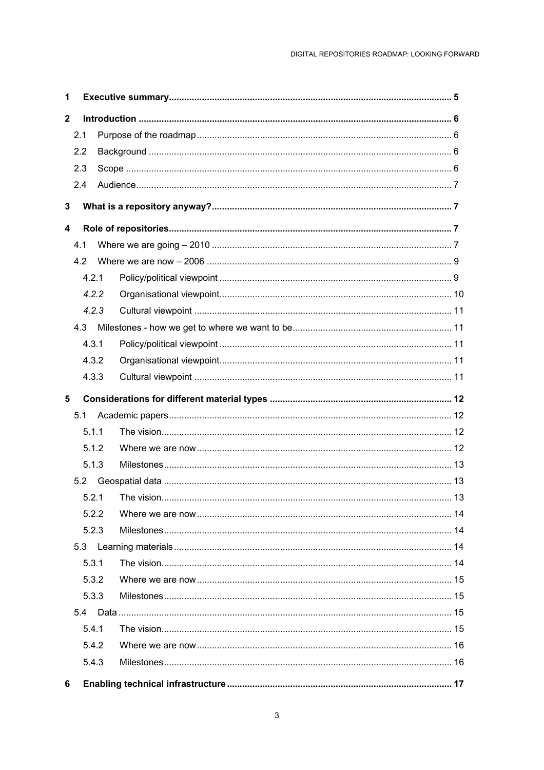1 **Executive summary** .......... 5

2 **Introduction** .......... 6

- 2.1 Purpose of the roadmap .......... 6
- 2.2 Background .......... 6
- 2.3 Scope .......... 6
- 2.4 Audience .......... 7

3 **What is a repository anyway?** .......... 7

4 **Role of repositories** .......... 7

- 4.1 Where we are going – 2010 .......... 7
- 4.2 Where we are now – 2006 .......... 9
  - 4.2.1 Policy/political viewpoint .......... 9
  - *4.2.2* Organisational viewpoint .......... 10
  - *4.2.3* Cultural viewpoint .......... 11
- 4.3 Milestones - how we get to where we want to be .......... 11
  - 4.3.1 Policy/political viewpoint .......... 11
  - 4.3.2 Organisational viewpoint .......... 11
  - 4.3.3 Cultural viewpoint .......... 11

5 **Considerations for different material types** .......... 12

- 5.1 Academic papers .......... 12
  - 5.1.1 The vision .......... 12
  - 5.1.2 Where we are now .......... 12
  - 5.1.3 Milestones .......... 13
- 5.2 Geospatial data .......... 13
  - 5.2.1 The vision .......... 13
  - 5.2.2 Where we are now .......... 14
  - 5.2.3 Milestones .......... 14
- 5.3 Learning materials .......... 14
  - 5.3.1 The vision .......... 14
  - 5.3.2 Where we are now .......... 15
  - 5.3.3 Milestones .......... 15
- 5.4 Data .......... 15
  - 5.4.1 The vision .......... 15
  - 5.4.2 Where we are now .......... 16
  - 5.4.3 Milestones .......... 16

6 **Enabling technical infrastructure** .......... 17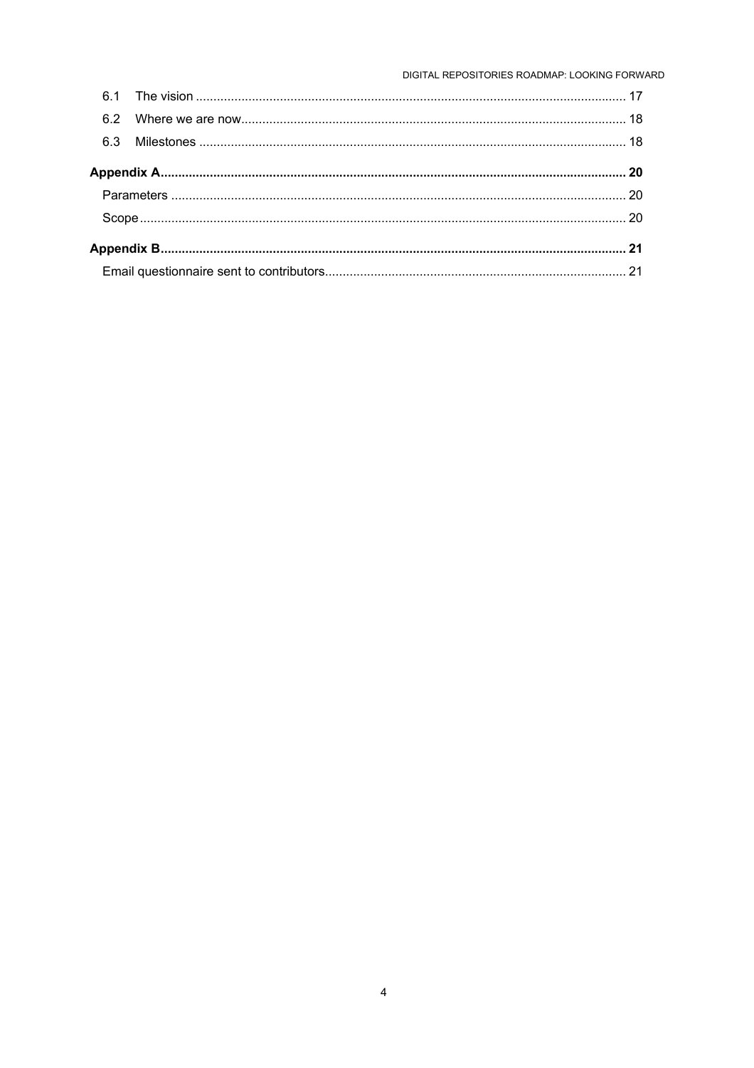6.1 The vision ........................................................................................................................ 17

6.2 Where we are now........................................................................................................... 18

6.3 Milestones ........................................................................................................................ 18

**Appendix A................................................................................................................................... 20**

Parameters ................................................................................................................................ 20

Scope.......................................................................................................................................... 20

**Appendix B................................................................................................................................... 21**

Email questionnaire sent to contributors..................................................................................... 21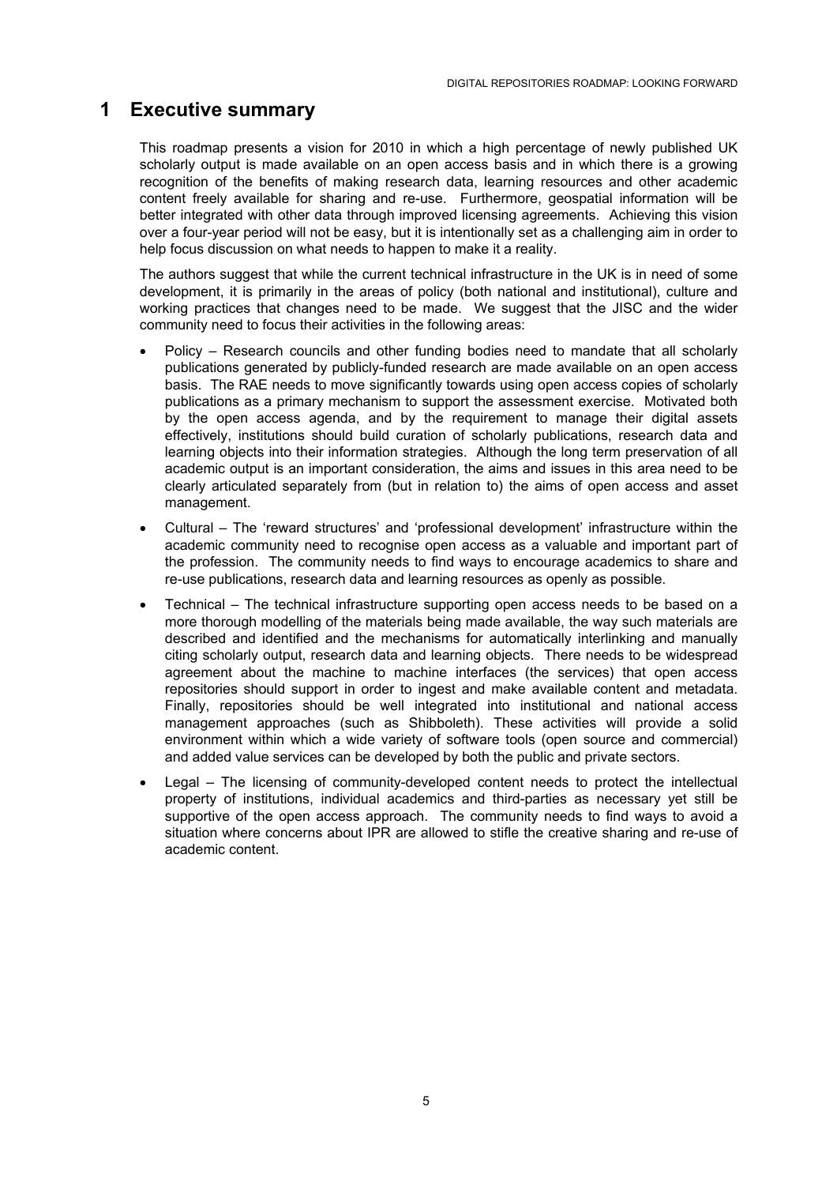# 1 Executive summary

This roadmap presents a vision for 2010 in which a high percentage of newly published UK scholarly output is made available on an open access basis and in which there is a growing recognition of the benefits of making research data, learning resources and other academic content freely available for sharing and re-use. Furthermore, geospatial information will be better integrated with other data through improved licensing agreements. Achieving this vision over a four-year period will not be easy, but it is intentionally set as a challenging aim in order to help focus discussion on what needs to happen to make it a reality.

The authors suggest that while the current technical infrastructure in the UK is in need of some development, it is primarily in the areas of policy (both national and institutional), culture and working practices that changes need to be made. We suggest that the JISC and the wider community need to focus their activities in the following areas:

- Policy – Research councils and other funding bodies need to mandate that all scholarly publications generated by publicly-funded research are made available on an open access basis. The RAE needs to move significantly towards using open access copies of scholarly publications as a primary mechanism to support the assessment exercise. Motivated both by the open access agenda, and by the requirement to manage their digital assets effectively, institutions should build curation of scholarly publications, research data and learning objects into their information strategies. Although the long term preservation of all academic output is an important consideration, the aims and issues in this area need to be clearly articulated separately from (but in relation to) the aims of open access and asset management.
- Cultural – The 'reward structures' and 'professional development' infrastructure within the academic community need to recognise open access as a valuable and important part of the profession. The community needs to find ways to encourage academics to share and re-use publications, research data and learning resources as openly as possible.
- Technical – The technical infrastructure supporting open access needs to be based on a more thorough modelling of the materials being made available, the way such materials are described and identified and the mechanisms for automatically interlinking and manually citing scholarly output, research data and learning objects. There needs to be widespread agreement about the machine to machine interfaces (the services) that open access repositories should support in order to ingest and make available content and metadata. Finally, repositories should be well integrated into institutional and national access management approaches (such as Shibboleth). These activities will provide a solid environment within which a wide variety of software tools (open source and commercial) and added value services can be developed by both the public and private sectors.
- Legal – The licensing of community-developed content needs to protect the intellectual property of institutions, individual academics and third-parties as necessary yet still be supportive of the open access approach. The community needs to find ways to avoid a situation where concerns about IPR are allowed to stifle the creative sharing and re-use of academic content.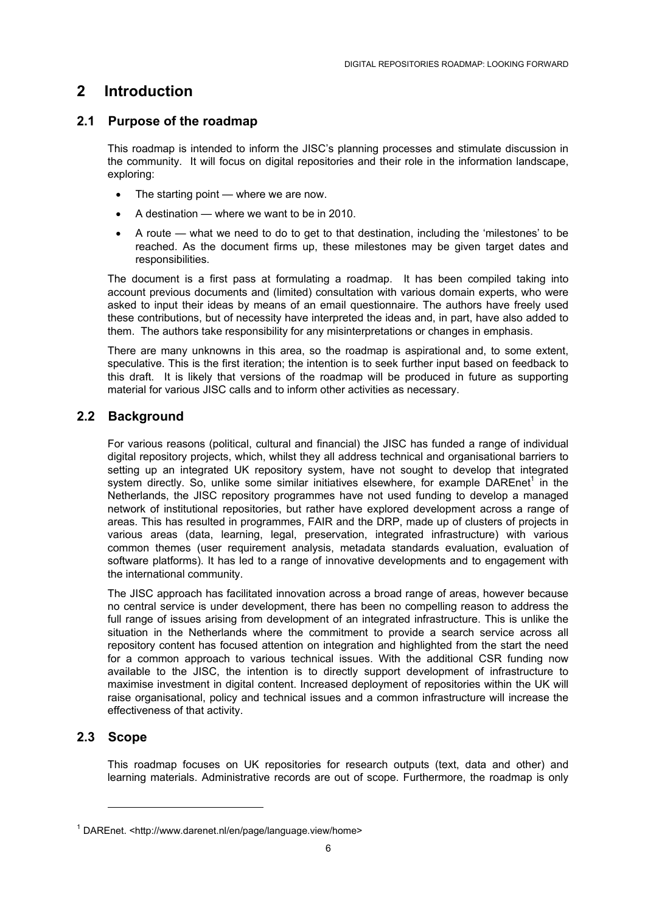# 2 Introduction

## 2.1 Purpose of the roadmap

This roadmap is intended to inform the JISC's planning processes and stimulate discussion in the community. It will focus on digital repositories and their role in the information landscape, exploring:

- The starting point — where we are now.
- A destination — where we want to be in 2010.
- A route — what we need to do to get to that destination, including the 'milestones' to be reached. As the document firms up, these milestones may be given target dates and responsibilities.

The document is a first pass at formulating a roadmap. It has been compiled taking into account previous documents and (limited) consultation with various domain experts, who were asked to input their ideas by means of an email questionnaire. The authors have freely used these contributions, but of necessity have interpreted the ideas and, in part, have also added to them. The authors take responsibility for any misinterpretations or changes in emphasis.

There are many unknowns in this area, so the roadmap is aspirational and, to some extent, speculative. This is the first iteration; the intention is to seek further input based on feedback to this draft. It is likely that versions of the roadmap will be produced in future as supporting material for various JISC calls and to inform other activities as necessary.

## 2.2 Background

For various reasons (political, cultural and financial) the JISC has funded a range of individual digital repository projects, which, whilst they all address technical and organisational barriers to setting up an integrated UK repository system, have not sought to develop that integrated system directly. So, unlike some similar initiatives elsewhere, for example DAREnet[1] in the Netherlands, the JISC repository programmes have not used funding to develop a managed network of institutional repositories, but rather have explored development across a range of areas. This has resulted in programmes, FAIR and the DRP, made up of clusters of projects in various areas (data, learning, legal, preservation, integrated infrastructure) with various common themes (user requirement analysis, metadata standards evaluation, evaluation of software platforms). It has led to a range of innovative developments and to engagement with the international community.

The JISC approach has facilitated innovation across a broad range of areas, however because no central service is under development, there has been no compelling reason to address the full range of issues arising from development of an integrated infrastructure. This is unlike the situation in the Netherlands where the commitment to provide a search service across all repository content has focused attention on integration and highlighted from the start the need for a common approach to various technical issues. With the additional CSR funding now available to the JISC, the intention is to directly support development of infrastructure to maximise investment in digital content. Increased deployment of repositories within the UK will raise organisational, policy and technical issues and a common infrastructure will increase the effectiveness of that activity.

## 2.3 Scope

This roadmap focuses on UK repositories for research outputs (text, data and other) and learning materials. Administrative records are out of scope. Furthermore, the roadmap is only

[1] DAREnet. <http://www.darenet.nl/en/page/language.view/home>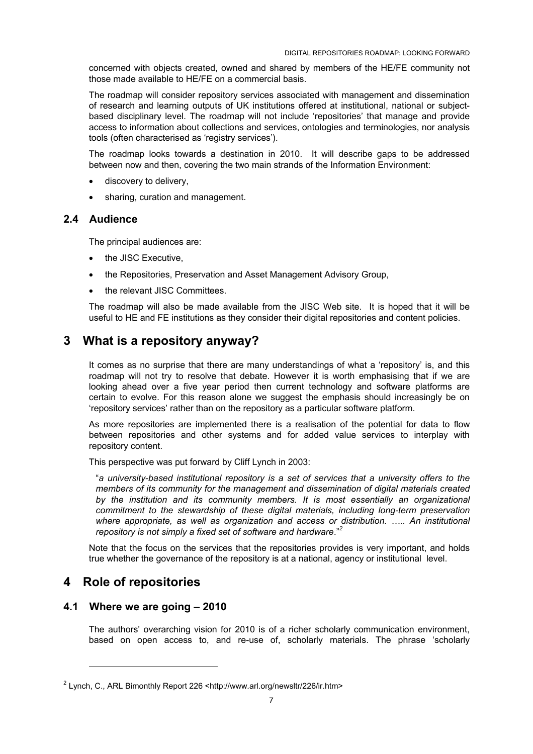concerned with objects created, owned and shared by members of the HE/FE community not those made available to HE/FE on a commercial basis.

The roadmap will consider repository services associated with management and dissemination of research and learning outputs of UK institutions offered at institutional, national or subject-based disciplinary level. The roadmap will not include 'repositories' that manage and provide access to information about collections and services, ontologies and terminologies, nor analysis tools (often characterised as 'registry services').

The roadmap looks towards a destination in 2010. It will describe gaps to be addressed between now and then, covering the two main strands of the Information Environment:

- discovery to delivery,
- sharing, curation and management.

### 2.4 Audience

The principal audiences are:

- the JISC Executive,
- the Repositories, Preservation and Asset Management Advisory Group,
- the relevant JISC Committees.

The roadmap will also be made available from the JISC Web site. It is hoped that it will be useful to HE and FE institutions as they consider their digital repositories and content policies.

## 3 What is a repository anyway?

It comes as no surprise that there are many understandings of what a 'repository' is, and this roadmap will not try to resolve that debate. However it is worth emphasising that if we are looking ahead over a five year period then current technology and software platforms are certain to evolve. For this reason alone we suggest the emphasis should increasingly be on 'repository services' rather than on the repository as a particular software platform.

As more repositories are implemented there is a realisation of the potential for data to flow between repositories and other systems and for added value services to interplay with repository content.

This perspective was put forward by Cliff Lynch in 2003:

> "*a university-based institutional repository is a set of services that a university offers to the members of its community for the management and dissemination of digital materials created by the institution and its community members. It is most essentially an organizational commitment to the stewardship of these digital materials, including long-term preservation where appropriate, as well as organization and access or distribution. ….. An institutional repository is not simply a fixed set of software and hardware*."[2]

Note that the focus on the services that the repositories provides is very important, and holds true whether the governance of the repository is at a national, agency or institutional level.

## 4 Role of repositories

### 4.1 Where we are going – 2010

The authors' overarching vision for 2010 is of a richer scholarly communication environment, based on open access to, and re-use of, scholarly materials. The phrase 'scholarly

---

[2] Lynch, C., ARL Bimonthly Report 226 <http://www.arl.org/newsltr/226/ir.htm>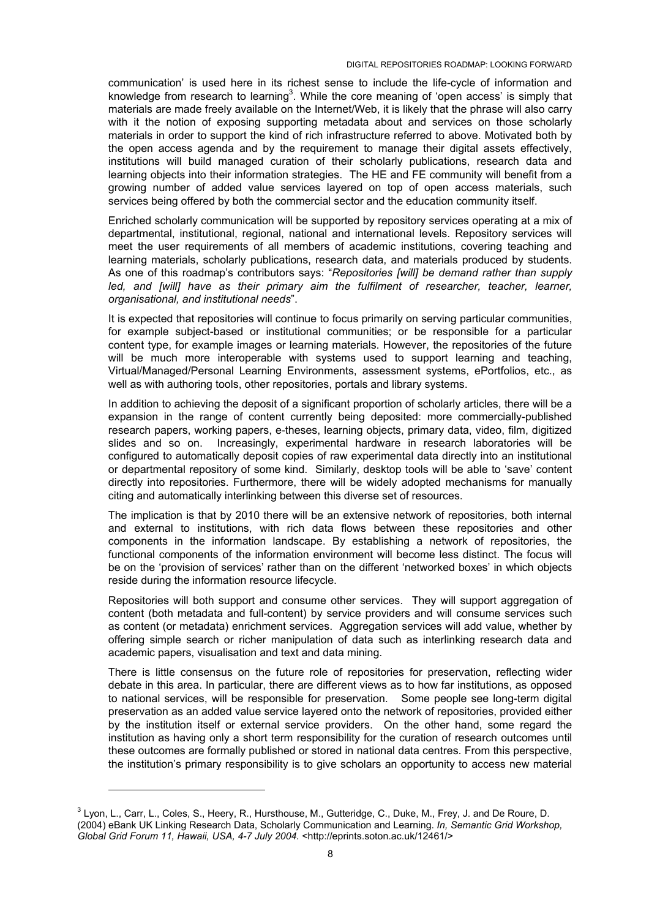communication' is used here in its richest sense to include the life-cycle of information and knowledge from research to learning[3]. While the core meaning of 'open access' is simply that materials are made freely available on the Internet/Web, it is likely that the phrase will also carry with it the notion of exposing supporting metadata about and services on those scholarly materials in order to support the kind of rich infrastructure referred to above. Motivated both by the open access agenda and by the requirement to manage their digital assets effectively, institutions will build managed curation of their scholarly publications, research data and learning objects into their information strategies. The HE and FE community will benefit from a growing number of added value services layered on top of open access materials, such services being offered by both the commercial sector and the education community itself.

Enriched scholarly communication will be supported by repository services operating at a mix of departmental, institutional, regional, national and international levels. Repository services will meet the user requirements of all members of academic institutions, covering teaching and learning materials, scholarly publications, research data, and materials produced by students. As one of this roadmap's contributors says: "*Repositories [will] be demand rather than supply led, and [will] have as their primary aim the fulfilment of researcher, teacher, learner, organisational, and institutional needs*".

It is expected that repositories will continue to focus primarily on serving particular communities, for example subject-based or institutional communities; or be responsible for a particular content type, for example images or learning materials. However, the repositories of the future will be much more interoperable with systems used to support learning and teaching, Virtual/Managed/Personal Learning Environments, assessment systems, ePortfolios, etc., as well as with authoring tools, other repositories, portals and library systems.

In addition to achieving the deposit of a significant proportion of scholarly articles, there will be a expansion in the range of content currently being deposited: more commercially-published research papers, working papers, e-theses, learning objects, primary data, video, film, digitized slides and so on. Increasingly, experimental hardware in research laboratories will be configured to automatically deposit copies of raw experimental data directly into an institutional or departmental repository of some kind. Similarly, desktop tools will be able to 'save' content directly into repositories. Furthermore, there will be widely adopted mechanisms for manually citing and automatically interlinking between this diverse set of resources.

The implication is that by 2010 there will be an extensive network of repositories, both internal and external to institutions, with rich data flows between these repositories and other components in the information landscape. By establishing a network of repositories, the functional components of the information environment will become less distinct. The focus will be on the 'provision of services' rather than on the different 'networked boxes' in which objects reside during the information resource lifecycle.

Repositories will both support and consume other services. They will support aggregation of content (both metadata and full-content) by service providers and will consume services such as content (or metadata) enrichment services. Aggregation services will add value, whether by offering simple search or richer manipulation of data such as interlinking research data and academic papers, visualisation and text and data mining.

There is little consensus on the future role of repositories for preservation, reflecting wider debate in this area. In particular, there are different views as to how far institutions, as opposed to national services, will be responsible for preservation. Some people see long-term digital preservation as an added value service layered onto the network of repositories, provided either by the institution itself or external service providers. On the other hand, some regard the institution as having only a short term responsibility for the curation of research outcomes until these outcomes are formally published or stored in national data centres. From this perspective, the institution's primary responsibility is to give scholars an opportunity to access new material

---

[3] Lyon, L., Carr, L., Coles, S., Heery, R., Hursthouse, M., Gutteridge, C., Duke, M., Frey, J. and De Roure, D. (2004) eBank UK Linking Research Data, Scholarly Communication and Learning. *In, Semantic Grid Workshop, Global Grid Forum 11, Hawaii, USA, 4-7 July 2004.* <http://eprints.soton.ac.uk/12461/>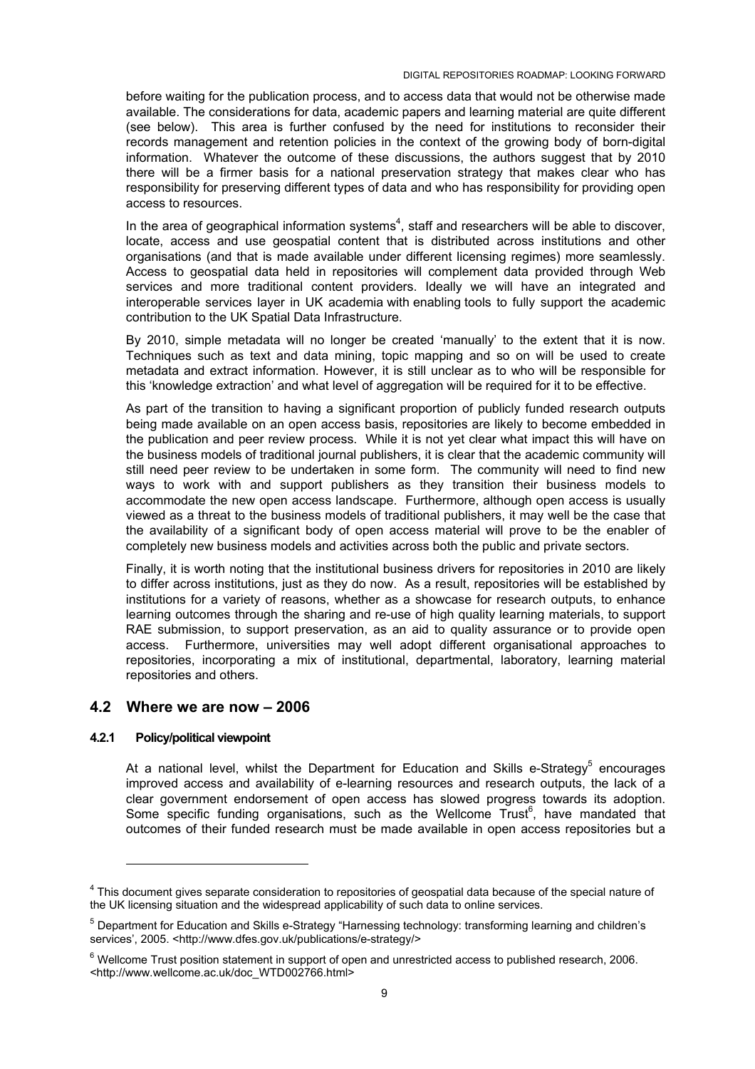before waiting for the publication process, and to access data that would not be otherwise made available. The considerations for data, academic papers and learning material are quite different (see below). This area is further confused by the need for institutions to reconsider their records management and retention policies in the context of the growing body of born-digital information. Whatever the outcome of these discussions, the authors suggest that by 2010 there will be a firmer basis for a national preservation strategy that makes clear who has responsibility for preserving different types of data and who has responsibility for providing open access to resources.

In the area of geographical information systems[4], staff and researchers will be able to discover, locate, access and use geospatial content that is distributed across institutions and other organisations (and that is made available under different licensing regimes) more seamlessly. Access to geospatial data held in repositories will complement data provided through Web services and more traditional content providers. Ideally we will have an integrated and interoperable services layer in UK academia with enabling tools to fully support the academic contribution to the UK Spatial Data Infrastructure.

By 2010, simple metadata will no longer be created 'manually' to the extent that it is now. Techniques such as text and data mining, topic mapping and so on will be used to create metadata and extract information. However, it is still unclear as to who will be responsible for this 'knowledge extraction' and what level of aggregation will be required for it to be effective.

As part of the transition to having a significant proportion of publicly funded research outputs being made available on an open access basis, repositories are likely to become embedded in the publication and peer review process. While it is not yet clear what impact this will have on the business models of traditional journal publishers, it is clear that the academic community will still need peer review to be undertaken in some form. The community will need to find new ways to work with and support publishers as they transition their business models to accommodate the new open access landscape. Furthermore, although open access is usually viewed as a threat to the business models of traditional publishers, it may well be the case that the availability of a significant body of open access material will prove to be the enabler of completely new business models and activities across both the public and private sectors.

Finally, it is worth noting that the institutional business drivers for repositories in 2010 are likely to differ across institutions, just as they do now. As a result, repositories will be established by institutions for a variety of reasons, whether as a showcase for research outputs, to enhance learning outcomes through the sharing and re-use of high quality learning materials, to support RAE submission, to support preservation, as an aid to quality assurance or to provide open access. Furthermore, universities may well adopt different organisational approaches to repositories, incorporating a mix of institutional, departmental, laboratory, learning material repositories and others.

## 4.2 Where we are now – 2006

### 4.2.1 Policy/political viewpoint

At a national level, whilst the Department for Education and Skills e-Strategy[5] encourages improved access and availability of e-learning resources and research outputs, the lack of a clear government endorsement of open access has slowed progress towards its adoption. Some specific funding organisations, such as the Wellcome Trust[6], have mandated that outcomes of their funded research must be made available in open access repositories but a

---

[4] This document gives separate consideration to repositories of geospatial data because of the special nature of the UK licensing situation and the widespread applicability of such data to online services.

[5] Department for Education and Skills e-Strategy "Harnessing technology: transforming learning and children's services', 2005. <http://www.dfes.gov.uk/publications/e-strategy/>

[6] Wellcome Trust position statement in support of open and unrestricted access to published research, 2006. <http://www.wellcome.ac.uk/doc_WTD002766.html>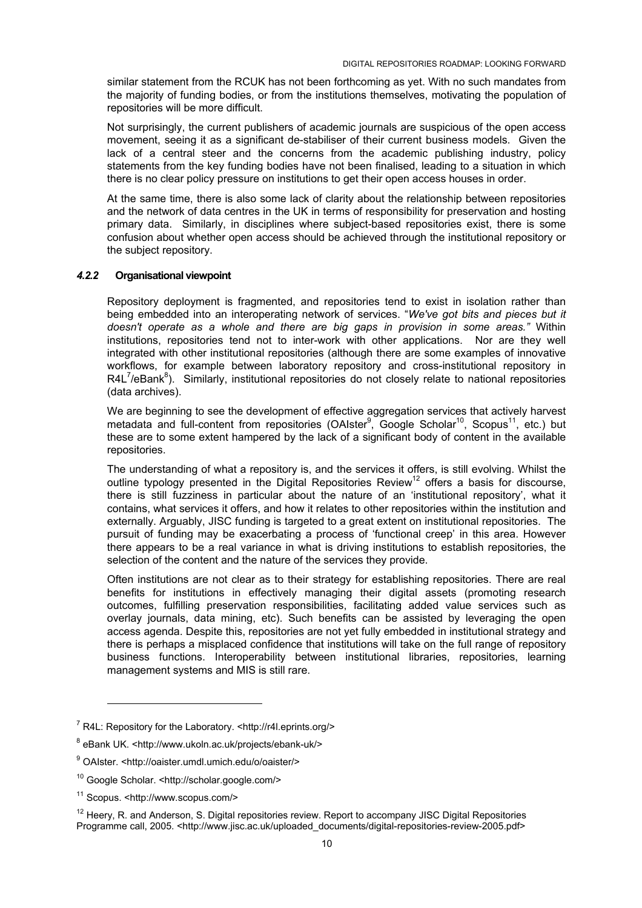similar statement from the RCUK has not been forthcoming as yet. With no such mandates from the majority of funding bodies, or from the institutions themselves, motivating the population of repositories will be more difficult.

Not surprisingly, the current publishers of academic journals are suspicious of the open access movement, seeing it as a significant de-stabiliser of their current business models. Given the lack of a central steer and the concerns from the academic publishing industry, policy statements from the key funding bodies have not been finalised, leading to a situation in which there is no clear policy pressure on institutions to get their open access houses in order.

At the same time, there is also some lack of clarity about the relationship between repositories and the network of data centres in the UK in terms of responsibility for preservation and hosting primary data. Similarly, in disciplines where subject-based repositories exist, there is some confusion about whether open access should be achieved through the institutional repository or the subject repository.

#### *4.2.2* Organisational viewpoint

Repository deployment is fragmented, and repositories tend to exist in isolation rather than being embedded into an interoperating network of services. "*We've got bits and pieces but it doesn't operate as a whole and there are big gaps in provision in some areas."* Within institutions, repositories tend not to inter-work with other applications. Nor are they well integrated with other institutional repositories (although there are some examples of innovative workflows, for example between laboratory repository and cross-institutional repository in R4L[7]/eBank[8]). Similarly, institutional repositories do not closely relate to national repositories (data archives).

We are beginning to see the development of effective aggregation services that actively harvest metadata and full-content from repositories (OAIster[9], Google Scholar[10], Scopus[11], etc.) but these are to some extent hampered by the lack of a significant body of content in the available repositories.

The understanding of what a repository is, and the services it offers, is still evolving. Whilst the outline typology presented in the Digital Repositories Review[12] offers a basis for discourse, there is still fuzziness in particular about the nature of an 'institutional repository', what it contains, what services it offers, and how it relates to other repositories within the institution and externally. Arguably, JISC funding is targeted to a great extent on institutional repositories. The pursuit of funding may be exacerbating a process of 'functional creep' in this area. However there appears to be a real variance in what is driving institutions to establish repositories, the selection of the content and the nature of the services they provide.

Often institutions are not clear as to their strategy for establishing repositories. There are real benefits for institutions in effectively managing their digital assets (promoting research outcomes, fulfilling preservation responsibilities, facilitating added value services such as overlay journals, data mining, etc). Such benefits can be assisted by leveraging the open access agenda. Despite this, repositories are not yet fully embedded in institutional strategy and there is perhaps a misplaced confidence that institutions will take on the full range of repository business functions. Interoperability between institutional libraries, repositories, learning management systems and MIS is still rare.

---

[7] R4L: Repository for the Laboratory. <http://r4l.eprints.org/>

[8] eBank UK. <http://www.ukoln.ac.uk/projects/ebank-uk/>

[9] OAIster. <http://oaister.umdl.umich.edu/o/oaister/>

[10] Google Scholar. <http://scholar.google.com/>

[11] Scopus. <http://www.scopus.com/>

[12] Heery, R. and Anderson, S. Digital repositories review. Report to accompany JISC Digital Repositories Programme call, 2005. <http://www.jisc.ac.uk/uploaded_documents/digital-repositories-review-2005.pdf>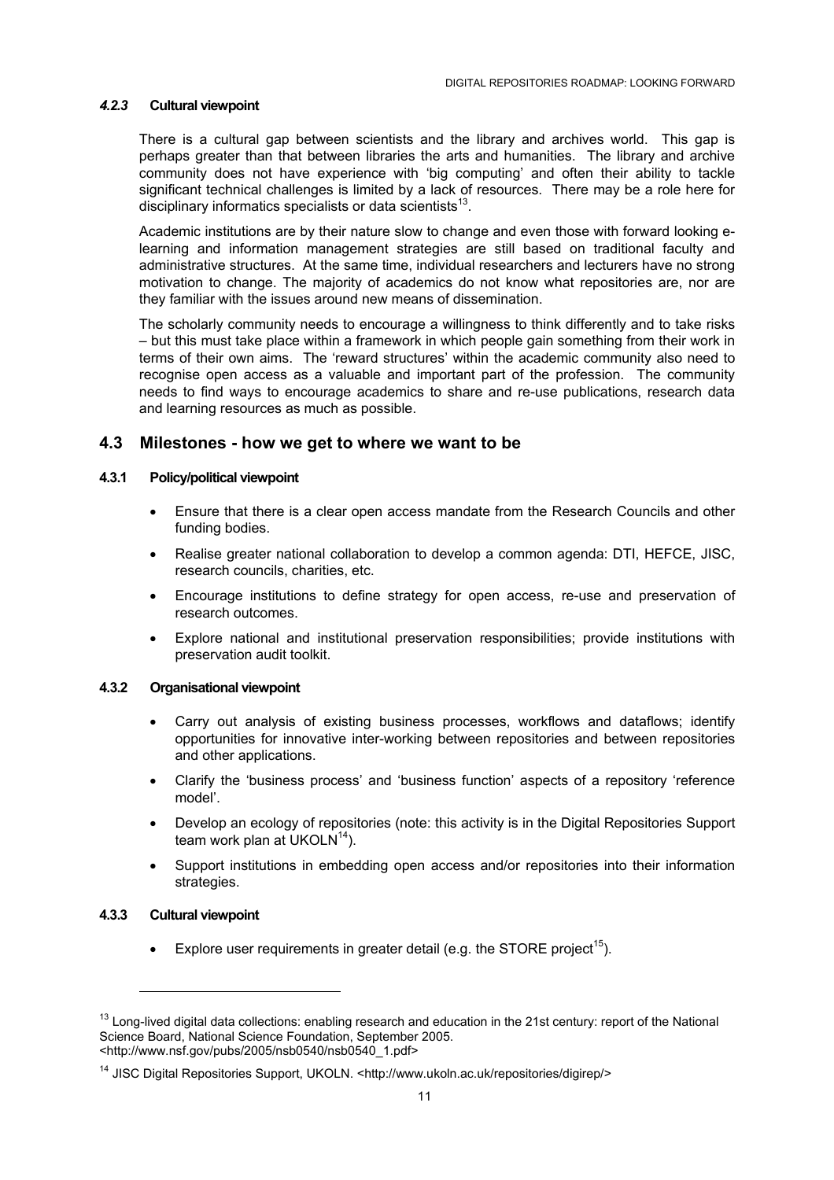#### *4.2.3* Cultural viewpoint

There is a cultural gap between scientists and the library and archives world. This gap is perhaps greater than that between libraries the arts and humanities. The library and archive community does not have experience with 'big computing' and often their ability to tackle significant technical challenges is limited by a lack of resources. There may be a role here for disciplinary informatics specialists or data scientists[13].

Academic institutions are by their nature slow to change and even those with forward looking e-learning and information management strategies are still based on traditional faculty and administrative structures. At the same time, individual researchers and lecturers have no strong motivation to change. The majority of academics do not know what repositories are, nor are they familiar with the issues around new means of dissemination.

The scholarly community needs to encourage a willingness to think differently and to take risks – but this must take place within a framework in which people gain something from their work in terms of their own aims. The 'reward structures' within the academic community also need to recognise open access as a valuable and important part of the profession. The community needs to find ways to encourage academics to share and re-use publications, research data and learning resources as much as possible.

## 4.3 Milestones - how we get to where we want to be

#### 4.3.1 Policy/political viewpoint

- Ensure that there is a clear open access mandate from the Research Councils and other funding bodies.
- Realise greater national collaboration to develop a common agenda: DTI, HEFCE, JISC, research councils, charities, etc.
- Encourage institutions to define strategy for open access, re-use and preservation of research outcomes.
- Explore national and institutional preservation responsibilities; provide institutions with preservation audit toolkit.

#### 4.3.2 Organisational viewpoint

- Carry out analysis of existing business processes, workflows and dataflows; identify opportunities for innovative inter-working between repositories and between repositories and other applications.
- Clarify the 'business process' and 'business function' aspects of a repository 'reference model'.
- Develop an ecology of repositories (note: this activity is in the Digital Repositories Support team work plan at UKOLN[14]).
- Support institutions in embedding open access and/or repositories into their information strategies.

#### 4.3.3 Cultural viewpoint

- Explore user requirements in greater detail (e.g. the STORE project[15]).

---

[13] Long-lived digital data collections: enabling research and education in the 21st century: report of the National Science Board, National Science Foundation, September 2005. <http://www.nsf.gov/pubs/2005/nsb0540/nsb0540_1.pdf>

[14] JISC Digital Repositories Support, UKOLN. <http://www.ukoln.ac.uk/repositories/digirep/>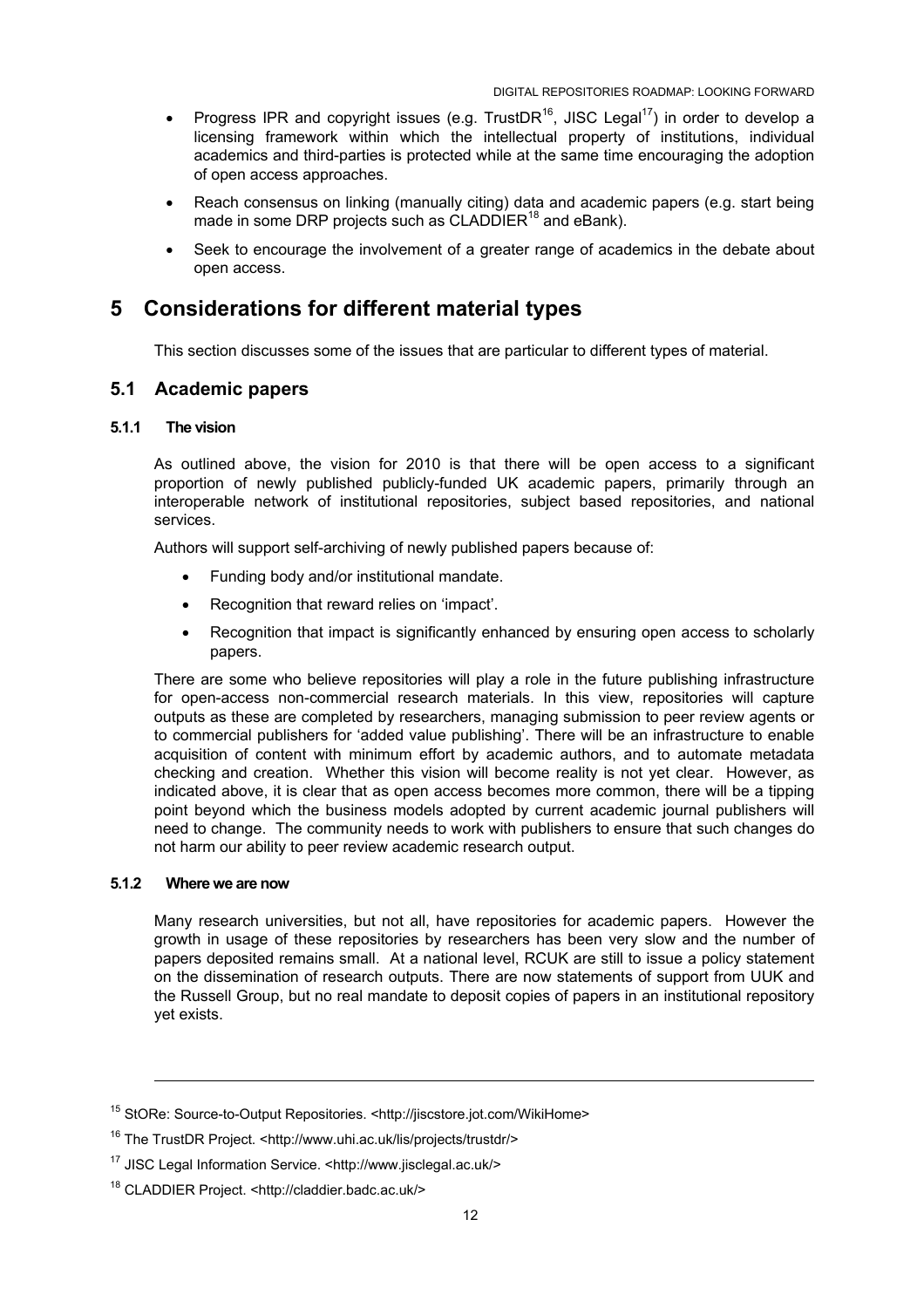- Progress IPR and copyright issues (e.g. TrustDR[16], JISC Legal[17]) in order to develop a licensing framework within which the intellectual property of institutions, individual academics and third-parties is protected while at the same time encouraging the adoption of open access approaches.
- Reach consensus on linking (manually citing) data and academic papers (e.g. start being made in some DRP projects such as CLADDIER[18] and eBank).
- Seek to encourage the involvement of a greater range of academics in the debate about open access.

# 5 Considerations for different material types

This section discusses some of the issues that are particular to different types of material.

## 5.1 Academic papers

### 5.1.1 The vision

As outlined above, the vision for 2010 is that there will be open access to a significant proportion of newly published publicly-funded UK academic papers, primarily through an interoperable network of institutional repositories, subject based repositories, and national services.

Authors will support self-archiving of newly published papers because of:

- Funding body and/or institutional mandate.
- Recognition that reward relies on 'impact'.
- Recognition that impact is significantly enhanced by ensuring open access to scholarly papers.

There are some who believe repositories will play a role in the future publishing infrastructure for open-access non-commercial research materials. In this view, repositories will capture outputs as these are completed by researchers, managing submission to peer review agents or to commercial publishers for 'added value publishing'. There will be an infrastructure to enable acquisition of content with minimum effort by academic authors, and to automate metadata checking and creation. Whether this vision will become reality is not yet clear. However, as indicated above, it is clear that as open access becomes more common, there will be a tipping point beyond which the business models adopted by current academic journal publishers will need to change. The community needs to work with publishers to ensure that such changes do not harm our ability to peer review academic research output.

### 5.1.2 Where we are now

Many research universities, but not all, have repositories for academic papers. However the growth in usage of these repositories by researchers has been very slow and the number of papers deposited remains small. At a national level, RCUK are still to issue a policy statement on the dissemination of research outputs. There are now statements of support from UUK and the Russell Group, but no real mandate to deposit copies of papers in an institutional repository yet exists.

---

[15] StORe: Source-to-Output Repositories. <http://jiscstore.jot.com/WikiHome>

[16] The TrustDR Project. <http://www.uhi.ac.uk/lis/projects/trustdr/>

[17] JISC Legal Information Service. <http://www.jisclegal.ac.uk/>

[18] CLADDIER Project. <http://claddier.badc.ac.uk/>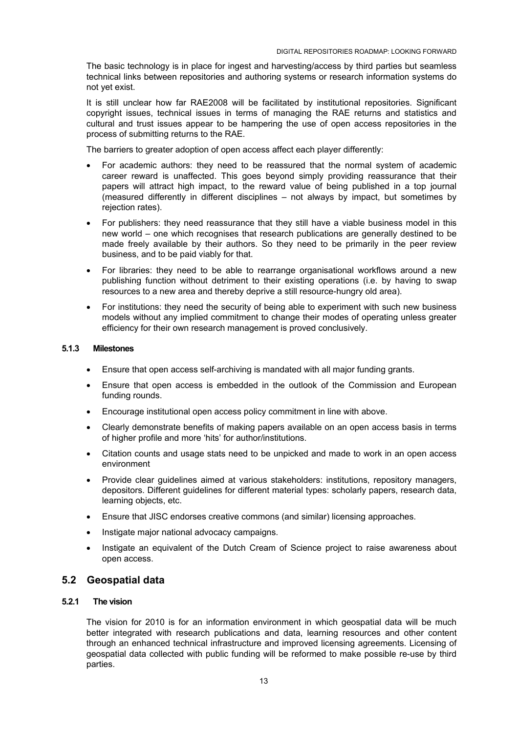The basic technology is in place for ingest and harvesting/access by third parties but seamless technical links between repositories and authoring systems or research information systems do not yet exist.

It is still unclear how far RAE2008 will be facilitated by institutional repositories. Significant copyright issues, technical issues in terms of managing the RAE returns and statistics and cultural and trust issues appear to be hampering the use of open access repositories in the process of submitting returns to the RAE.

The barriers to greater adoption of open access affect each player differently:

- For academic authors: they need to be reassured that the normal system of academic career reward is unaffected. This goes beyond simply providing reassurance that their papers will attract high impact, to the reward value of being published in a top journal (measured differently in different disciplines – not always by impact, but sometimes by rejection rates).
- For publishers: they need reassurance that they still have a viable business model in this new world – one which recognises that research publications are generally destined to be made freely available by their authors. So they need to be primarily in the peer review business, and to be paid viably for that.
- For libraries: they need to be able to rearrange organisational workflows around a new publishing function without detriment to their existing operations (i.e. by having to swap resources to a new area and thereby deprive a still resource-hungry old area).
- For institutions: they need the security of being able to experiment with such new business models without any implied commitment to change their modes of operating unless greater efficiency for their own research management is proved conclusively.

#### 5.1.3 Milestones

- Ensure that open access self-archiving is mandated with all major funding grants.
- Ensure that open access is embedded in the outlook of the Commission and European funding rounds.
- Encourage institutional open access policy commitment in line with above.
- Clearly demonstrate benefits of making papers available on an open access basis in terms of higher profile and more 'hits' for author/institutions.
- Citation counts and usage stats need to be unpicked and made to work in an open access environment
- Provide clear guidelines aimed at various stakeholders: institutions, repository managers, depositors. Different guidelines for different material types: scholarly papers, research data, learning objects, etc.
- Ensure that JISC endorses creative commons (and similar) licensing approaches.
- Instigate major national advocacy campaigns.
- Instigate an equivalent of the Dutch Cream of Science project to raise awareness about open access.

## 5.2 Geospatial data

#### 5.2.1 The vision

The vision for 2010 is for an information environment in which geospatial data will be much better integrated with research publications and data, learning resources and other content through an enhanced technical infrastructure and improved licensing agreements. Licensing of geospatial data collected with public funding will be reformed to make possible re-use by third parties.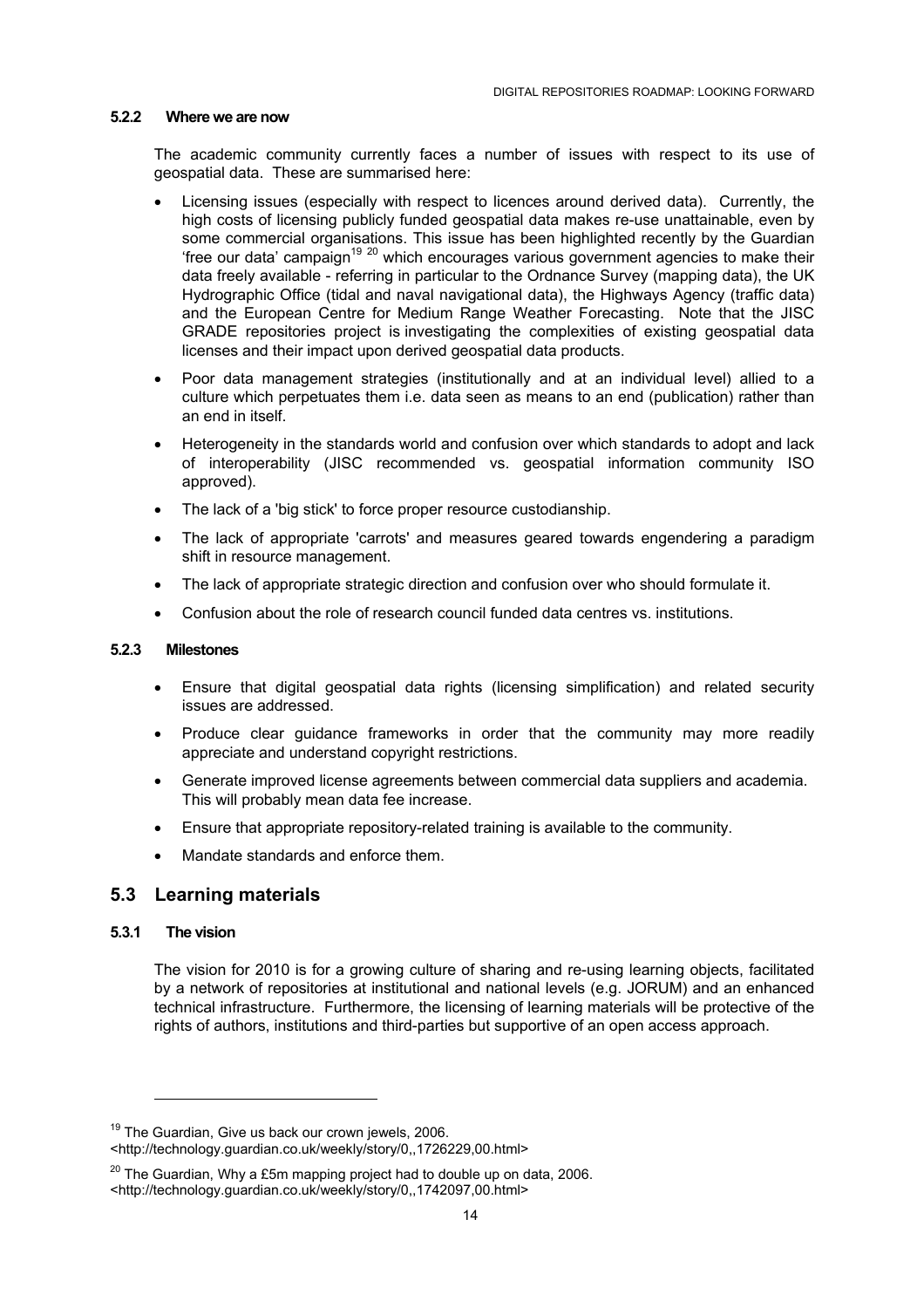### 5.2.2 Where we are now

The academic community currently faces a number of issues with respect to its use of geospatial data. These are summarised here:

- Licensing issues (especially with respect to licences around derived data). Currently, the high costs of licensing publicly funded geospatial data makes re-use unattainable, even by some commercial organisations. This issue has been highlighted recently by the Guardian 'free our data' campaign[19 20] which encourages various government agencies to make their data freely available - referring in particular to the Ordnance Survey (mapping data), the UK Hydrographic Office (tidal and naval navigational data), the Highways Agency (traffic data) and the European Centre for Medium Range Weather Forecasting. Note that the JISC GRADE repositories project is investigating the complexities of existing geospatial data licenses and their impact upon derived geospatial data products.
- Poor data management strategies (institutionally and at an individual level) allied to a culture which perpetuates them i.e. data seen as means to an end (publication) rather than an end in itself.
- Heterogeneity in the standards world and confusion over which standards to adopt and lack of interoperability (JISC recommended vs. geospatial information community ISO approved).
- The lack of a 'big stick' to force proper resource custodianship.
- The lack of appropriate 'carrots' and measures geared towards engendering a paradigm shift in resource management.
- The lack of appropriate strategic direction and confusion over who should formulate it.
- Confusion about the role of research council funded data centres vs. institutions.

### 5.2.3 Milestones

- Ensure that digital geospatial data rights (licensing simplification) and related security issues are addressed.
- Produce clear guidance frameworks in order that the community may more readily appreciate and understand copyright restrictions.
- Generate improved license agreements between commercial data suppliers and academia. This will probably mean data fee increase.
- Ensure that appropriate repository-related training is available to the community.
- Mandate standards and enforce them.

## 5.3 Learning materials

### 5.3.1 The vision

The vision for 2010 is for a growing culture of sharing and re-using learning objects, facilitated by a network of repositories at institutional and national levels (e.g. JORUM) and an enhanced technical infrastructure. Furthermore, the licensing of learning materials will be protective of the rights of authors, institutions and third-parties but supportive of an open access approach.

---

[19] The Guardian, Give us back our crown jewels, 2006.
<http://technology.guardian.co.uk/weekly/story/0,,1726229,00.html>

[20] The Guardian, Why a £5m mapping project had to double up on data, 2006.
<http://technology.guardian.co.uk/weekly/story/0,,1742097,00.html>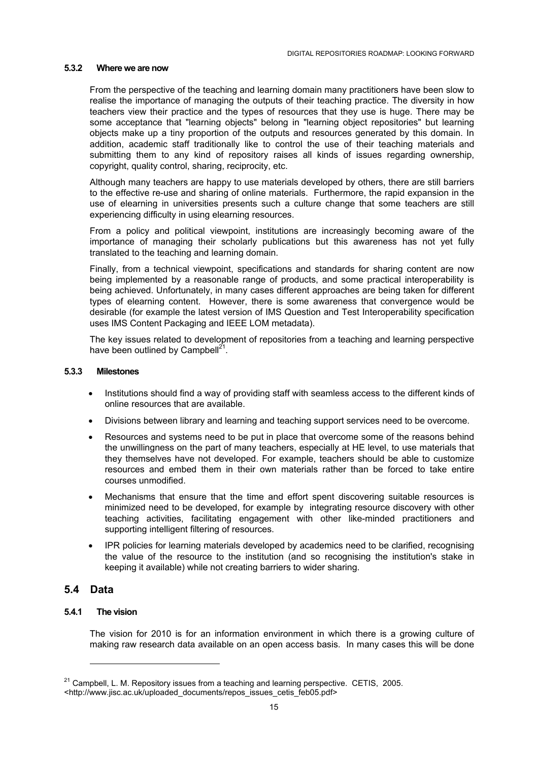### 5.3.2 Where we are now

From the perspective of the teaching and learning domain many practitioners have been slow to realise the importance of managing the outputs of their teaching practice. The diversity in how teachers view their practice and the types of resources that they use is huge. There may be some acceptance that "learning objects" belong in "learning object repositories" but learning objects make up a tiny proportion of the outputs and resources generated by this domain. In addition, academic staff traditionally like to control the use of their teaching materials and submitting them to any kind of repository raises all kinds of issues regarding ownership, copyright, quality control, sharing, reciprocity, etc.

Although many teachers are happy to use materials developed by others, there are still barriers to the effective re-use and sharing of online materials. Furthermore, the rapid expansion in the use of elearning in universities presents such a culture change that some teachers are still experiencing difficulty in using elearning resources.

From a policy and political viewpoint, institutions are increasingly becoming aware of the importance of managing their scholarly publications but this awareness has not yet fully translated to the teaching and learning domain.

Finally, from a technical viewpoint, specifications and standards for sharing content are now being implemented by a reasonable range of products, and some practical interoperability is being achieved. Unfortunately, in many cases different approaches are being taken for different types of elearning content. However, there is some awareness that convergence would be desirable (for example the latest version of IMS Question and Test Interoperability specification uses IMS Content Packaging and IEEE LOM metadata).

The key issues related to development of repositories from a teaching and learning perspective have been outlined by Campbell[21].

### 5.3.3 Milestones

- Institutions should find a way of providing staff with seamless access to the different kinds of online resources that are available.
- Divisions between library and learning and teaching support services need to be overcome.
- Resources and systems need to be put in place that overcome some of the reasons behind the unwillingness on the part of many teachers, especially at HE level, to use materials that they themselves have not developed. For example, teachers should be able to customize resources and embed them in their own materials rather than be forced to take entire courses unmodified.
- Mechanisms that ensure that the time and effort spent discovering suitable resources is minimized need to be developed, for example by integrating resource discovery with other teaching activities, facilitating engagement with other like-minded practitioners and supporting intelligent filtering of resources.
- IPR policies for learning materials developed by academics need to be clarified, recognising the value of the resource to the institution (and so recognising the institution's stake in keeping it available) while not creating barriers to wider sharing.

## 5.4 Data

### 5.4.1 The vision

The vision for 2010 is for an information environment in which there is a growing culture of making raw research data available on an open access basis. In many cases this will be done

[21] Campbell, L. M. Repository issues from a teaching and learning perspective. CETIS, 2005. <http://www.jisc.ac.uk/uploaded_documents/repos_issues_cetis_feb05.pdf>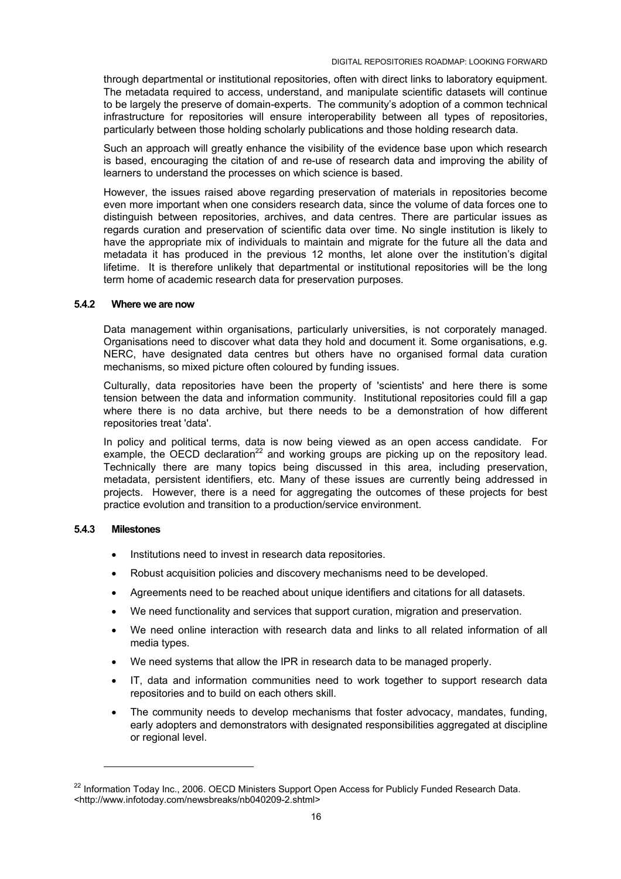through departmental or institutional repositories, often with direct links to laboratory equipment. The metadata required to access, understand, and manipulate scientific datasets will continue to be largely the preserve of domain-experts. The community's adoption of a common technical infrastructure for repositories will ensure interoperability between all types of repositories, particularly between those holding scholarly publications and those holding research data.

Such an approach will greatly enhance the visibility of the evidence base upon which research is based, encouraging the citation of and re-use of research data and improving the ability of learners to understand the processes on which science is based.

However, the issues raised above regarding preservation of materials in repositories become even more important when one considers research data, since the volume of data forces one to distinguish between repositories, archives, and data centres. There are particular issues as regards curation and preservation of scientific data over time. No single institution is likely to have the appropriate mix of individuals to maintain and migrate for the future all the data and metadata it has produced in the previous 12 months, let alone over the institution's digital lifetime. It is therefore unlikely that departmental or institutional repositories will be the long term home of academic research data for preservation purposes.

### 5.4.2 Where we are now

Data management within organisations, particularly universities, is not corporately managed. Organisations need to discover what data they hold and document it. Some organisations, e.g. NERC, have designated data centres but others have no organised formal data curation mechanisms, so mixed picture often coloured by funding issues.

Culturally, data repositories have been the property of 'scientists' and here there is some tension between the data and information community. Institutional repositories could fill a gap where there is no data archive, but there needs to be a demonstration of how different repositories treat 'data'.

In policy and political terms, data is now being viewed as an open access candidate. For example, the OECD declaration[22] and working groups are picking up on the repository lead. Technically there are many topics being discussed in this area, including preservation, metadata, persistent identifiers, etc. Many of these issues are currently being addressed in projects. However, there is a need for aggregating the outcomes of these projects for best practice evolution and transition to a production/service environment.

### 5.4.3 Milestones

- Institutions need to invest in research data repositories.
- Robust acquisition policies and discovery mechanisms need to be developed.
- Agreements need to be reached about unique identifiers and citations for all datasets.
- We need functionality and services that support curation, migration and preservation.
- We need online interaction with research data and links to all related information of all media types.
- We need systems that allow the IPR in research data to be managed properly.
- IT, data and information communities need to work together to support research data repositories and to build on each others skill.
- The community needs to develop mechanisms that foster advocacy, mandates, funding, early adopters and demonstrators with designated responsibilities aggregated at discipline or regional level.

---

[22] Information Today Inc., 2006. OECD Ministers Support Open Access for Publicly Funded Research Data. <http://www.infotoday.com/newsbreaks/nb040209-2.shtml>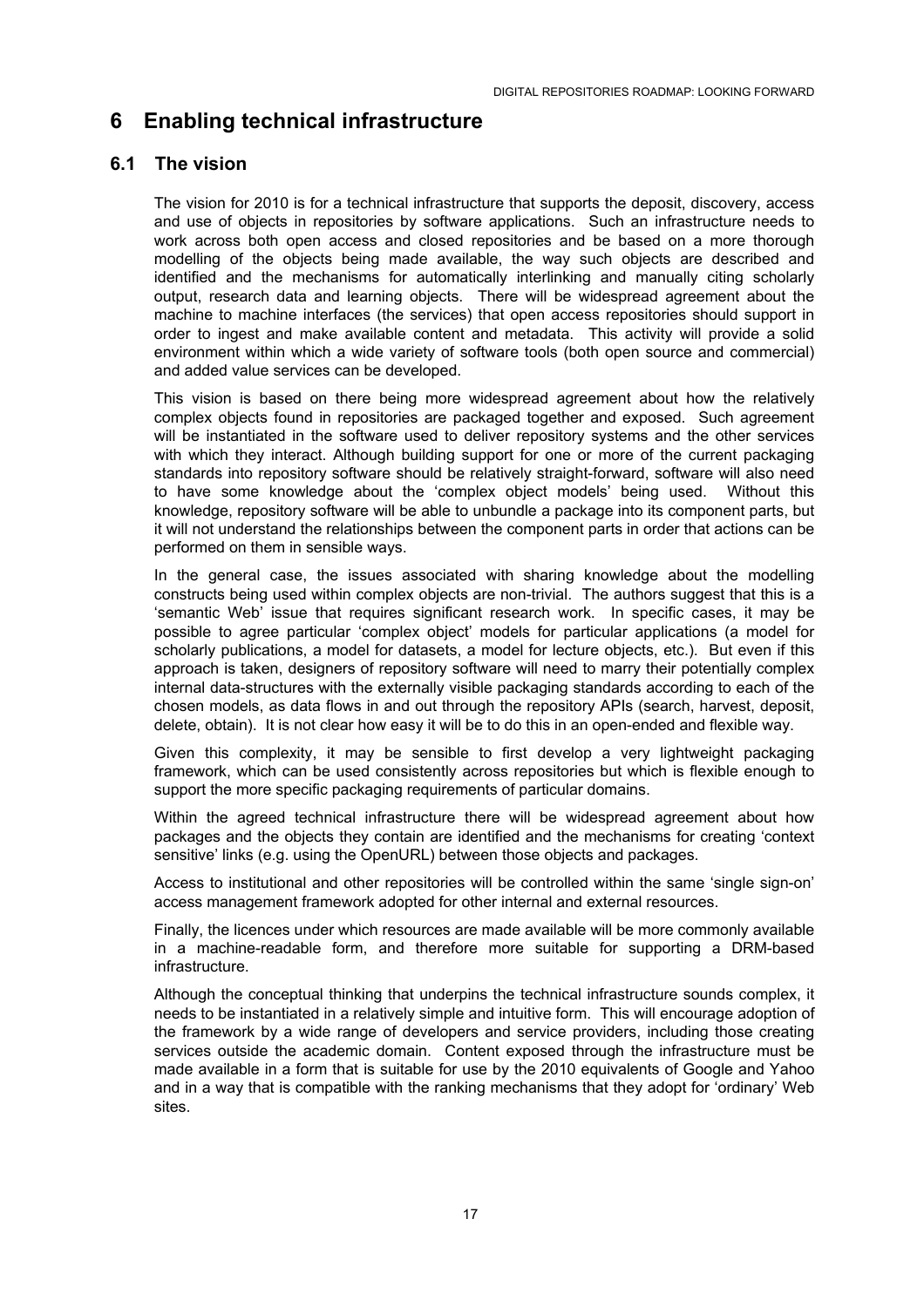# 6 Enabling technical infrastructure

## 6.1 The vision

The vision for 2010 is for a technical infrastructure that supports the deposit, discovery, access and use of objects in repositories by software applications. Such an infrastructure needs to work across both open access and closed repositories and be based on a more thorough modelling of the objects being made available, the way such objects are described and identified and the mechanisms for automatically interlinking and manually citing scholarly output, research data and learning objects. There will be widespread agreement about the machine to machine interfaces (the services) that open access repositories should support in order to ingest and make available content and metadata. This activity will provide a solid environment within which a wide variety of software tools (both open source and commercial) and added value services can be developed.

This vision is based on there being more widespread agreement about how the relatively complex objects found in repositories are packaged together and exposed. Such agreement will be instantiated in the software used to deliver repository systems and the other services with which they interact. Although building support for one or more of the current packaging standards into repository software should be relatively straight-forward, software will also need to have some knowledge about the 'complex object models' being used. Without this knowledge, repository software will be able to unbundle a package into its component parts, but it will not understand the relationships between the component parts in order that actions can be performed on them in sensible ways.

In the general case, the issues associated with sharing knowledge about the modelling constructs being used within complex objects are non-trivial. The authors suggest that this is a 'semantic Web' issue that requires significant research work. In specific cases, it may be possible to agree particular 'complex object' models for particular applications (a model for scholarly publications, a model for datasets, a model for lecture objects, etc.). But even if this approach is taken, designers of repository software will need to marry their potentially complex internal data-structures with the externally visible packaging standards according to each of the chosen models, as data flows in and out through the repository APIs (search, harvest, deposit, delete, obtain). It is not clear how easy it will be to do this in an open-ended and flexible way.

Given this complexity, it may be sensible to first develop a very lightweight packaging framework, which can be used consistently across repositories but which is flexible enough to support the more specific packaging requirements of particular domains.

Within the agreed technical infrastructure there will be widespread agreement about how packages and the objects they contain are identified and the mechanisms for creating 'context sensitive' links (e.g. using the OpenURL) between those objects and packages.

Access to institutional and other repositories will be controlled within the same 'single sign-on' access management framework adopted for other internal and external resources.

Finally, the licences under which resources are made available will be more commonly available in a machine-readable form, and therefore more suitable for supporting a DRM-based infrastructure.

Although the conceptual thinking that underpins the technical infrastructure sounds complex, it needs to be instantiated in a relatively simple and intuitive form. This will encourage adoption of the framework by a wide range of developers and service providers, including those creating services outside the academic domain. Content exposed through the infrastructure must be made available in a form that is suitable for use by the 2010 equivalents of Google and Yahoo and in a way that is compatible with the ranking mechanisms that they adopt for 'ordinary' Web sites.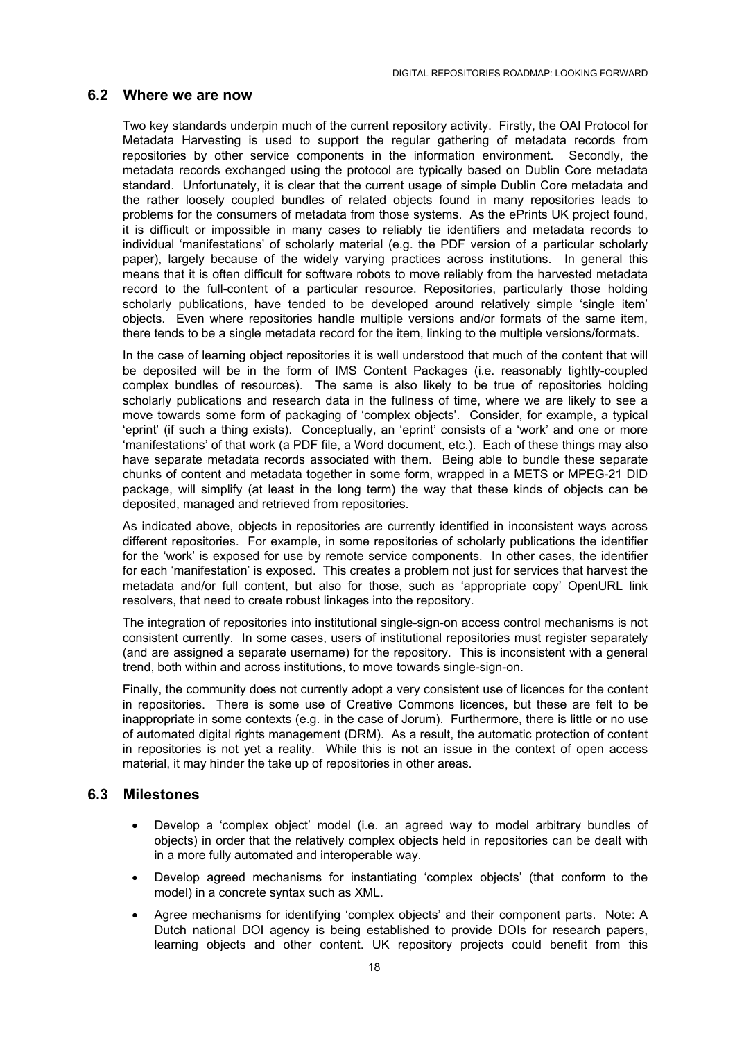## 6.2 Where we are now

Two key standards underpin much of the current repository activity. Firstly, the OAI Protocol for Metadata Harvesting is used to support the regular gathering of metadata records from repositories by other service components in the information environment. Secondly, the metadata records exchanged using the protocol are typically based on Dublin Core metadata standard. Unfortunately, it is clear that the current usage of simple Dublin Core metadata and the rather loosely coupled bundles of related objects found in many repositories leads to problems for the consumers of metadata from those systems. As the ePrints UK project found, it is difficult or impossible in many cases to reliably tie identifiers and metadata records to individual 'manifestations' of scholarly material (e.g. the PDF version of a particular scholarly paper), largely because of the widely varying practices across institutions. In general this means that it is often difficult for software robots to move reliably from the harvested metadata record to the full-content of a particular resource. Repositories, particularly those holding scholarly publications, have tended to be developed around relatively simple 'single item' objects. Even where repositories handle multiple versions and/or formats of the same item, there tends to be a single metadata record for the item, linking to the multiple versions/formats.

In the case of learning object repositories it is well understood that much of the content that will be deposited will be in the form of IMS Content Packages (i.e. reasonably tightly-coupled complex bundles of resources). The same is also likely to be true of repositories holding scholarly publications and research data in the fullness of time, where we are likely to see a move towards some form of packaging of 'complex objects'. Consider, for example, a typical 'eprint' (if such a thing exists). Conceptually, an 'eprint' consists of a 'work' and one or more 'manifestations' of that work (a PDF file, a Word document, etc.). Each of these things may also have separate metadata records associated with them. Being able to bundle these separate chunks of content and metadata together in some form, wrapped in a METS or MPEG-21 DID package, will simplify (at least in the long term) the way that these kinds of objects can be deposited, managed and retrieved from repositories.

As indicated above, objects in repositories are currently identified in inconsistent ways across different repositories. For example, in some repositories of scholarly publications the identifier for the 'work' is exposed for use by remote service components. In other cases, the identifier for each 'manifestation' is exposed. This creates a problem not just for services that harvest the metadata and/or full content, but also for those, such as 'appropriate copy' OpenURL link resolvers, that need to create robust linkages into the repository.

The integration of repositories into institutional single-sign-on access control mechanisms is not consistent currently. In some cases, users of institutional repositories must register separately (and are assigned a separate username) for the repository. This is inconsistent with a general trend, both within and across institutions, to move towards single-sign-on.

Finally, the community does not currently adopt a very consistent use of licences for the content in repositories. There is some use of Creative Commons licences, but these are felt to be inappropriate in some contexts (e.g. in the case of Jorum). Furthermore, there is little or no use of automated digital rights management (DRM). As a result, the automatic protection of content in repositories is not yet a reality. While this is not an issue in the context of open access material, it may hinder the take up of repositories in other areas.

## 6.3 Milestones

- Develop a 'complex object' model (i.e. an agreed way to model arbitrary bundles of objects) in order that the relatively complex objects held in repositories can be dealt with in a more fully automated and interoperable way.
- Develop agreed mechanisms for instantiating 'complex objects' (that conform to the model) in a concrete syntax such as XML.
- Agree mechanisms for identifying 'complex objects' and their component parts. Note: A Dutch national DOI agency is being established to provide DOIs for research papers, learning objects and other content. UK repository projects could benefit from this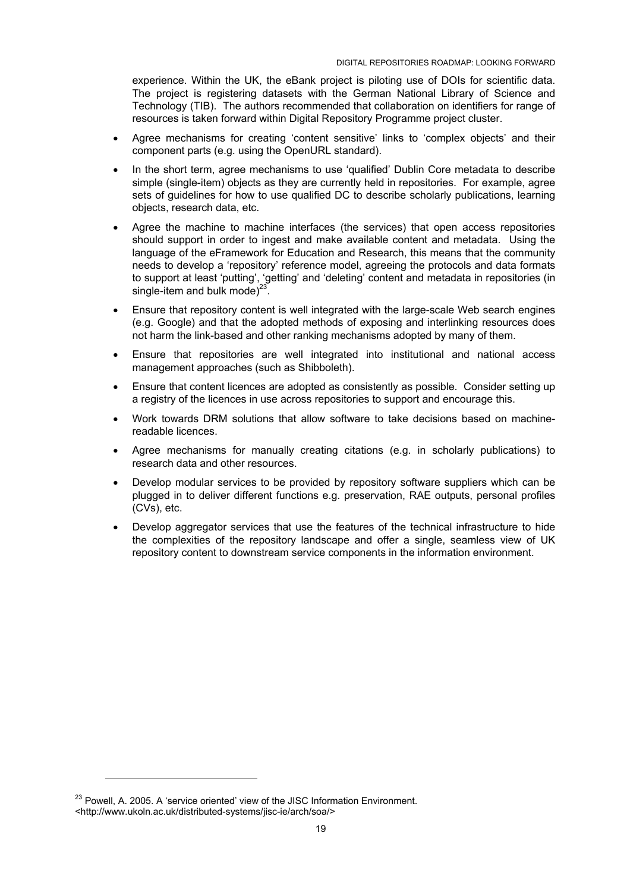experience. Within the UK, the eBank project is piloting use of DOIs for scientific data. The project is registering datasets with the German National Library of Science and Technology (TIB). The authors recommended that collaboration on identifiers for range of resources is taken forward within Digital Repository Programme project cluster.

- Agree mechanisms for creating 'content sensitive' links to 'complex objects' and their component parts (e.g. using the OpenURL standard).
- In the short term, agree mechanisms to use 'qualified' Dublin Core metadata to describe simple (single-item) objects as they are currently held in repositories. For example, agree sets of guidelines for how to use qualified DC to describe scholarly publications, learning objects, research data, etc.
- Agree the machine to machine interfaces (the services) that open access repositories should support in order to ingest and make available content and metadata. Using the language of the eFramework for Education and Research, this means that the community needs to develop a 'repository' reference model, agreeing the protocols and data formats to support at least 'putting', 'getting' and 'deleting' content and metadata in repositories (in single-item and bulk mode)[23].
- Ensure that repository content is well integrated with the large-scale Web search engines (e.g. Google) and that the adopted methods of exposing and interlinking resources does not harm the link-based and other ranking mechanisms adopted by many of them.
- Ensure that repositories are well integrated into institutional and national access management approaches (such as Shibboleth).
- Ensure that content licences are adopted as consistently as possible. Consider setting up a registry of the licences in use across repositories to support and encourage this.
- Work towards DRM solutions that allow software to take decisions based on machine-readable licences.
- Agree mechanisms for manually creating citations (e.g. in scholarly publications) to research data and other resources.
- Develop modular services to be provided by repository software suppliers which can be plugged in to deliver different functions e.g. preservation, RAE outputs, personal profiles (CVs), etc.
- Develop aggregator services that use the features of the technical infrastructure to hide the complexities of the repository landscape and offer a single, seamless view of UK repository content to downstream service components in the information environment.

---

[23] Powell, A. 2005. A 'service oriented' view of the JISC Information Environment. <http://www.ukoln.ac.uk/distributed-systems/jisc-ie/arch/soa/>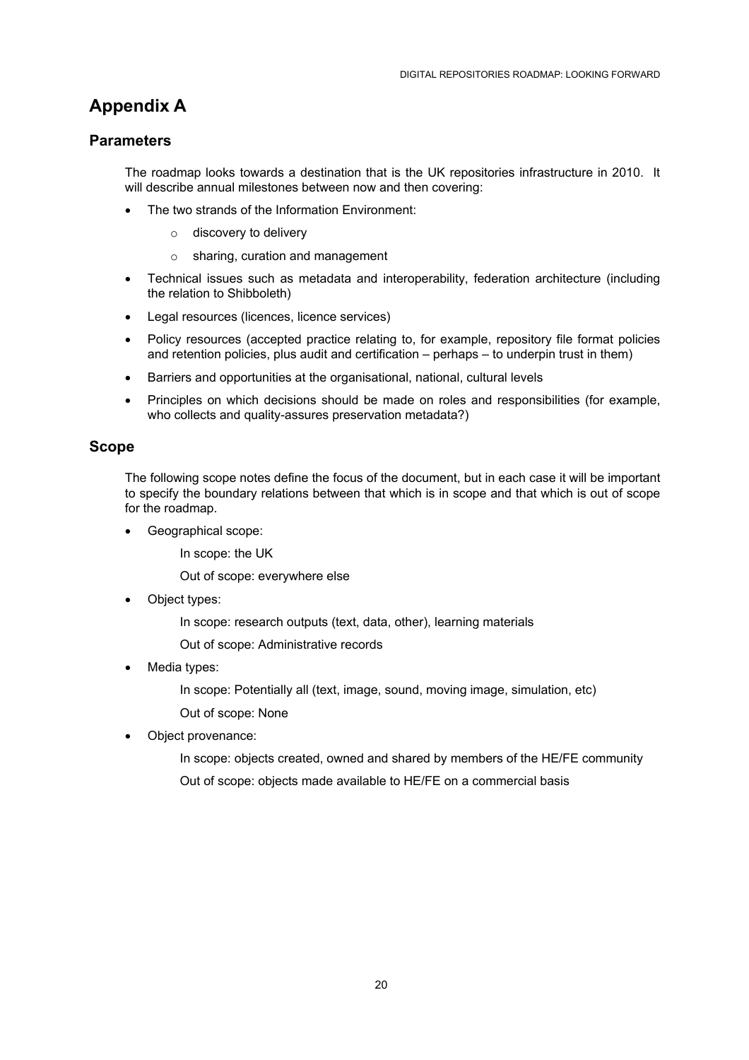# Appendix A

## Parameters

The roadmap looks towards a destination that is the UK repositories infrastructure in 2010. It will describe annual milestones between now and then covering:

- The two strands of the Information Environment:
  - discovery to delivery
  - sharing, curation and management
- Technical issues such as metadata and interoperability, federation architecture (including the relation to Shibboleth)
- Legal resources (licences, licence services)
- Policy resources (accepted practice relating to, for example, repository file format policies and retention policies, plus audit and certification – perhaps – to underpin trust in them)
- Barriers and opportunities at the organisational, national, cultural levels
- Principles on which decisions should be made on roles and responsibilities (for example, who collects and quality-assures preservation metadata?)

## Scope

The following scope notes define the focus of the document, but in each case it will be important to specify the boundary relations between that which is in scope and that which is out of scope for the roadmap.

- Geographical scope:

  In scope: the UK

  Out of scope: everywhere else

- Object types:

  In scope: research outputs (text, data, other), learning materials

  Out of scope: Administrative records

- Media types:

  In scope: Potentially all (text, image, sound, moving image, simulation, etc)

  Out of scope: None

- Object provenance:

  In scope: objects created, owned and shared by members of the HE/FE community

  Out of scope: objects made available to HE/FE on a commercial basis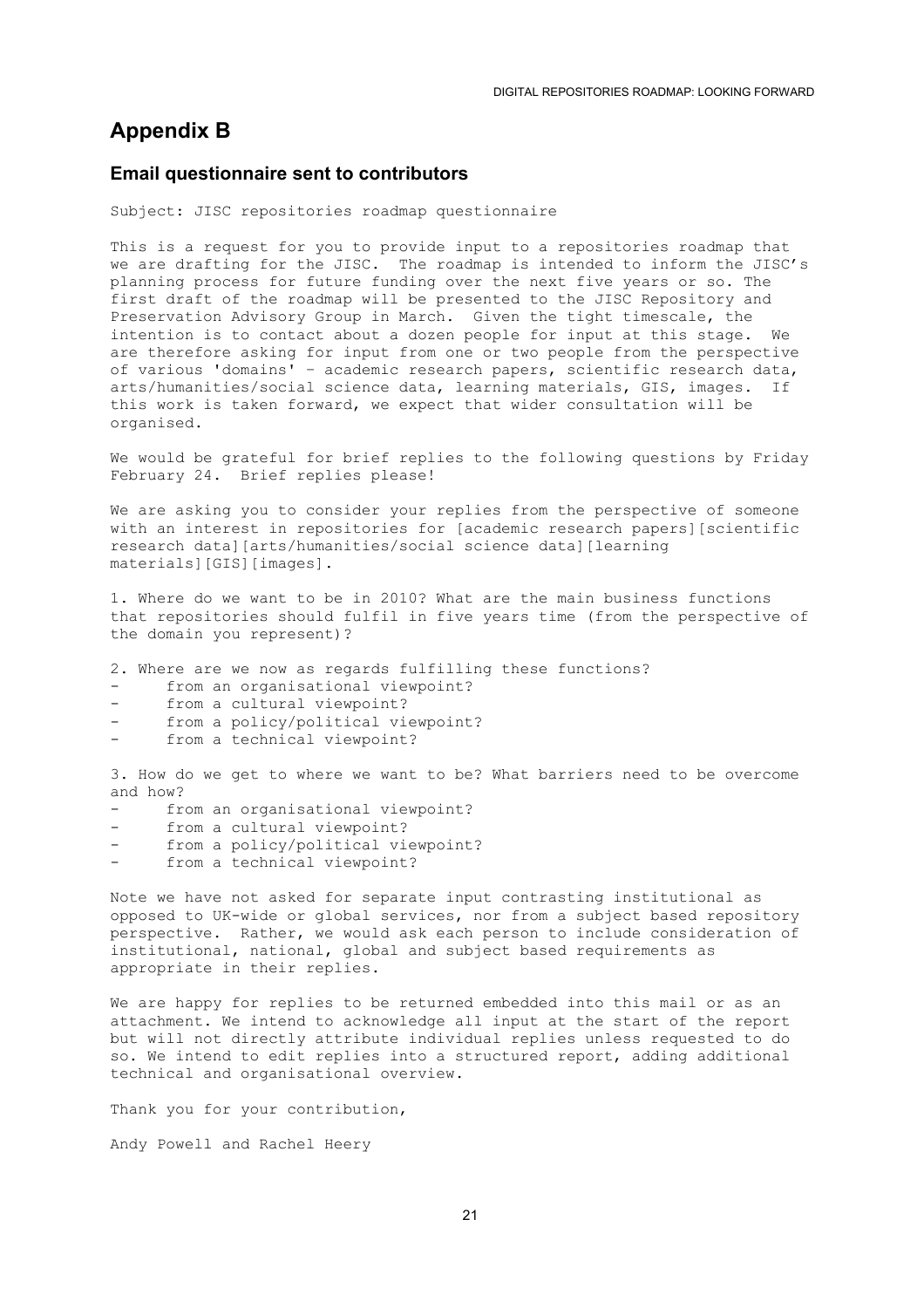## Appendix B

### Email questionnaire sent to contributors

Subject: JISC repositories roadmap questionnaire

This is a request for you to provide input to a repositories roadmap that we are drafting for the JISC. The roadmap is intended to inform the JISC's planning process for future funding over the next five years or so. The first draft of the roadmap will be presented to the JISC Repository and Preservation Advisory Group in March. Given the tight timescale, the intention is to contact about a dozen people for input at this stage. We are therefore asking for input from one or two people from the perspective of various 'domains' - academic research papers, scientific research data, arts/humanities/social science data, learning materials, GIS, images. If this work is taken forward, we expect that wider consultation will be organised.

We would be grateful for brief replies to the following questions by Friday February 24. Brief replies please!

We are asking you to consider your replies from the perspective of someone with an interest in repositories for [academic research papers][scientific research data][arts/humanities/social science data][learning materials][GIS][images].

1. Where do we want to be in 2010? What are the main business functions that repositories should fulfil in five years time (from the perspective of the domain you represent)?

2. Where are we now as regards fulfilling these functions?

- from an organisational viewpoint?
- from a cultural viewpoint?
- from a policy/political viewpoint?
- from a technical viewpoint?

3. How do we get to where we want to be? What barriers need to be overcome and how?

- from an organisational viewpoint?
- from a cultural viewpoint?
- from a policy/political viewpoint?
- from a technical viewpoint?

Note we have not asked for separate input contrasting institutional as opposed to UK-wide or global services, nor from a subject based repository perspective. Rather, we would ask each person to include consideration of institutional, national, global and subject based requirements as appropriate in their replies.

We are happy for replies to be returned embedded into this mail or as an attachment. We intend to acknowledge all input at the start of the report but will not directly attribute individual replies unless requested to do so. We intend to edit replies into a structured report, adding additional technical and organisational overview.

Thank you for your contribution,

Andy Powell and Rachel Heery